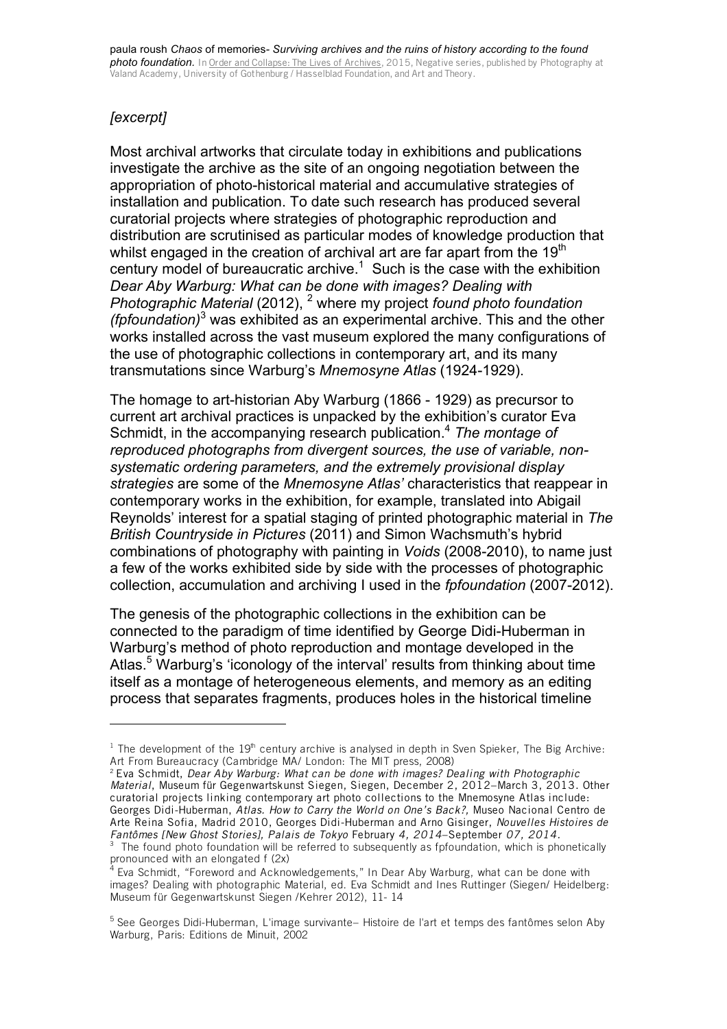paula roush *Chaos* of memories- *Surviving archives and the ruins of history according to the found photo foundation.* In Order and Collapse: The Lives of Archives, 2015, Negative series, published by Photography at Valand Academy, University of Gothenburg / Hasselblad Foundation, and Art and Theory.

*[excerpt]*

Most archival artworks that circulate today in exhibitions and publications investigate the archive as the site of an ongoing negotiation between the appropriation of photo-historical material and accumulative strategies of installation and publication. To date such research has produced several curatorial projects where strategies of photographic reproduction and distribution are scrutinised as particular modes of knowledge production that whilst engaged in the creation of archival art are far apart from the 19th century model of bureaucratic archive.[1] Such is the case with the exhibition *Dear Aby Warburg: What can be done with images? Dealing with Photographic Material* (2012), [2] where my project *found photo foundation (fpfoundation)*[3] was exhibited as an experimental archive. This and the other works installed across the vast museum explored the many configurations of the use of photographic collections in contemporary art, and its many transmutations since Warburg's *Mnemosyne Atlas* (1924-1929).

The homage to art-historian Aby Warburg (1866 - 1929) as precursor to current art archival practices is unpacked by the exhibition's curator Eva Schmidt, in the accompanying research publication.[4] *The montage of reproduced photographs from divergent sources, the use of variable, non-systematic ordering parameters, and the extremely provisional display strategies* are some of the *Mnemosyne Atlas'* characteristics that reappear in contemporary works in the exhibition, for example, translated into Abigail Reynolds' interest for a spatial staging of printed photographic material in *The British Countryside in Pictures* (2011) and Simon Wachsmuth's hybrid combinations of photography with painting in *Voids* (2008-2010), to name just a few of the works exhibited side by side with the processes of photographic collection, accumulation and archiving I used in the *fpfoundation* (2007-2012).

The genesis of the photographic collections in the exhibition can be connected to the paradigm of time identified by George Didi-Huberman in Warburg's method of photo reproduction and montage developed in the Atlas.[5] Warburg's 'iconology of the interval' results from thinking about time itself as a montage of heterogeneous elements, and memory as an editing process that separates fragments, produces holes in the historical timeline

---

[1] The development of the 19th century archive is analysed in depth in Sven Spieker, The Big Archive: Art From Bureaucracy (Cambridge MA/ London: The MIT press, 2008)

[2] Eva Schmidt, *Dear Aby Warburg: What can be done with images? Dealing with Photographic Material*, Museum für Gegenwartskunst Siegen, Siegen, December 2, 2012–March 3, 2013. Other curatorial projects linking contemporary art photo collections to the Mnemosyne Atlas include: Georges Didi-Huberman, *Atlas. How to Carry the World on One's Back?,* Museo Nacional Centro de Arte Reina Sofia, Madrid 2010, Georges Didi-Huberman and Arno Gisinger, *Nouvelles Histoires de Fantômes [New Ghost Stories], Palais de Tokyo* February *4, 2014*–September *07, 2014.*

[3] The found photo foundation will be referred to subsequently as fpfoundation, which is phonetically pronounced with an elongated f (2x)

[4] Eva Schmidt, "Foreword and Acknowledgements," In Dear Aby Warburg, what can be done with images? Dealing with photographic Material, ed. Eva Schmidt and Ines Ruttinger (Siegen/ Heidelberg: Museum für Gegenwartskunst Siegen /Kehrer 2012), 11- 14

[5] See Georges Didi-Huberman, L'image survivante– Histoire de l'art et temps des fantômes selon Aby Warburg, Paris: Editions de Minuit, 2002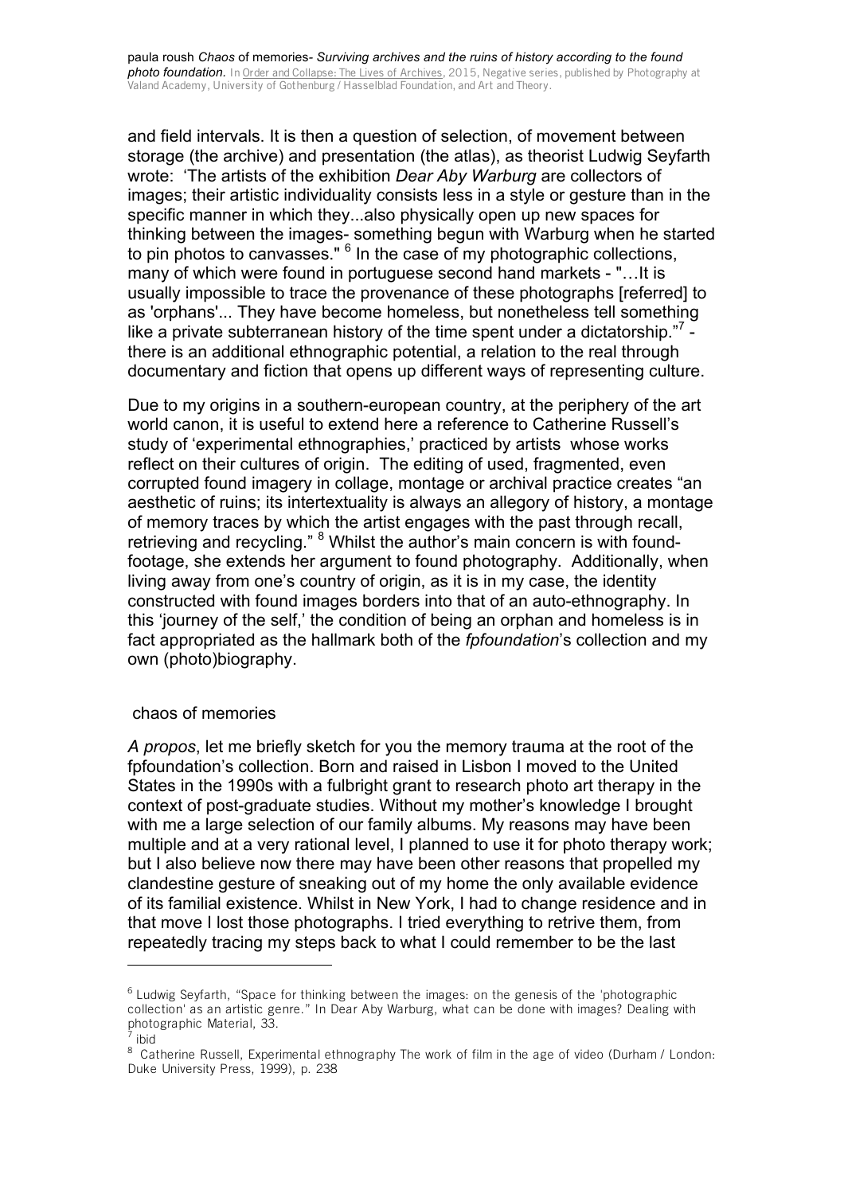and field intervals. It is then a question of selection, of movement between storage (the archive) and presentation (the atlas), as theorist Ludwig Seyfarth wrote: 'The artists of the exhibition *Dear Aby Warburg* are collectors of images; their artistic individuality consists less in a style or gesture than in the specific manner in which they...also physically open up new spaces for thinking between the images- something begun with Warburg when he started to pin photos to canvasses." [6] In the case of my photographic collections, many of which were found in portuguese second hand markets - "…It is usually impossible to trace the provenance of these photographs [referred] to as 'orphans'... They have become homeless, but nonetheless tell something like a private subterranean history of the time spent under a dictatorship."[7] - there is an additional ethnographic potential, a relation to the real through documentary and fiction that opens up different ways of representing culture.

Due to my origins in a southern-european country, at the periphery of the art world canon, it is useful to extend here a reference to Catherine Russell's study of 'experimental ethnographies,' practiced by artists whose works reflect on their cultures of origin. The editing of used, fragmented, even corrupted found imagery in collage, montage or archival practice creates "an aesthetic of ruins; its intertextuality is always an allegory of history, a montage of memory traces by which the artist engages with the past through recall, retrieving and recycling." [8] Whilst the author's main concern is with found-footage, she extends her argument to found photography. Additionally, when living away from one's country of origin, as it is in my case, the identity constructed with found images borders into that of an auto-ethnography. In this 'journey of the self,' the condition of being an orphan and homeless is in fact appropriated as the hallmark both of the *fpfoundation*'s collection and my own (photo)biography.

## chaos of memories

*A propos*, let me briefly sketch for you the memory trauma at the root of the fpfoundation's collection. Born and raised in Lisbon I moved to the United States in the 1990s with a fulbright grant to research photo art therapy in the context of post-graduate studies. Without my mother's knowledge I brought with me a large selection of our family albums. My reasons may have been multiple and at a very rational level, I planned to use it for photo therapy work; but I also believe now there may have been other reasons that propelled my clandestine gesture of sneaking out of my home the only available evidence of its familial existence. Whilst in New York, I had to change residence and in that move I lost those photographs. I tried everything to retrive them, from repeatedly tracing my steps back to what I could remember to be the last

---

[6] Ludwig Seyfarth, "Space for thinking between the images: on the genesis of the 'photographic collection' as an artistic genre." In Dear Aby Warburg, what can be done with images? Dealing with photographic Material, 33.

[7] ibid

[8] Catherine Russell, Experimental ethnography The work of film in the age of video (Durham / London: Duke University Press, 1999), p. 238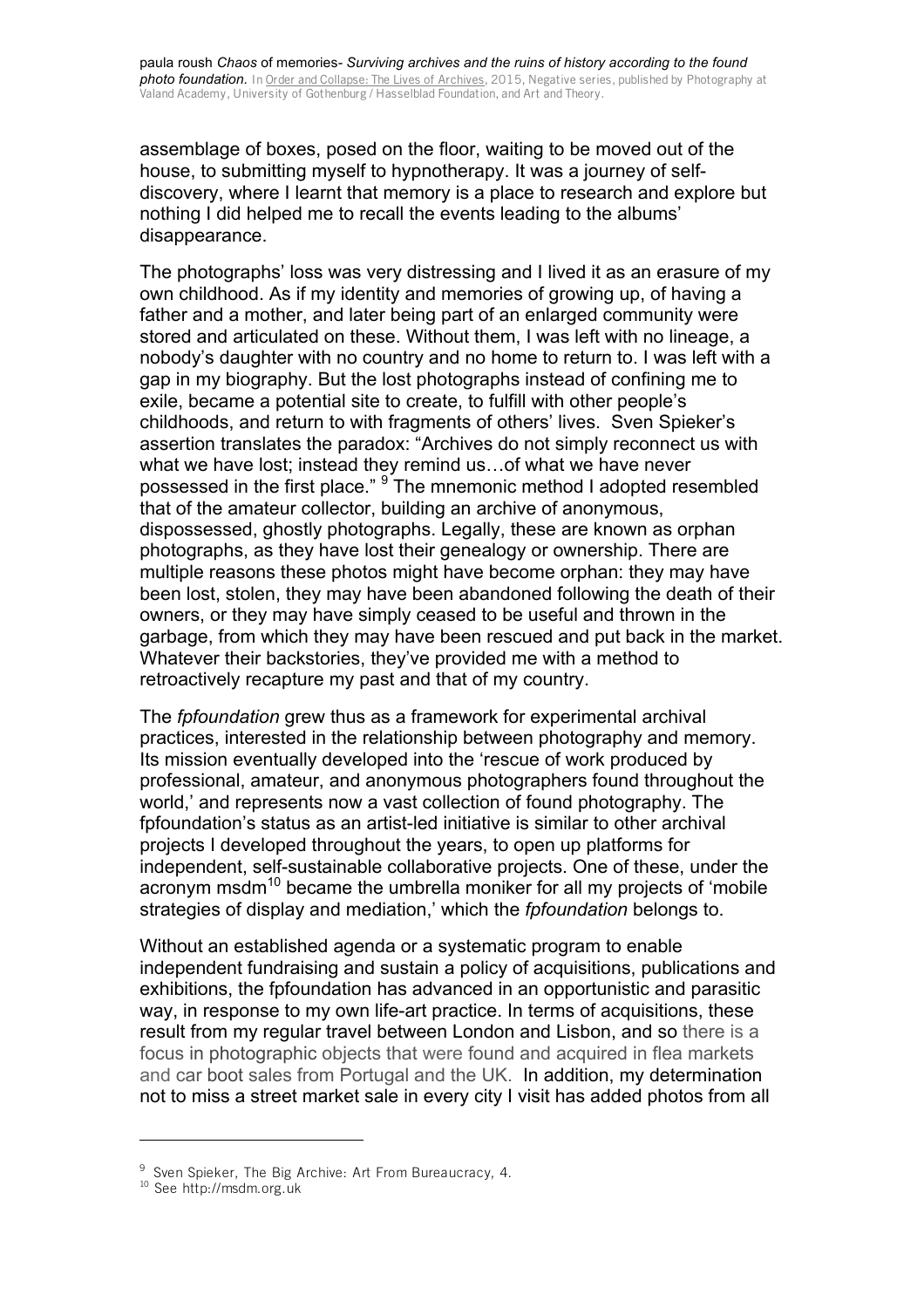assemblage of boxes, posed on the floor, waiting to be moved out of the house, to submitting myself to hypnotherapy. It was a journey of self-discovery, where I learnt that memory is a place to research and explore but nothing I did helped me to recall the events leading to the albums' disappearance.

The photographs' loss was very distressing and I lived it as an erasure of my own childhood. As if my identity and memories of growing up, of having a father and a mother, and later being part of an enlarged community were stored and articulated on these. Without them, I was left with no lineage, a nobody's daughter with no country and no home to return to. I was left with a gap in my biography. But the lost photographs instead of confining me to exile, became a potential site to create, to fulfill with other people's childhoods, and return to with fragments of others' lives. Sven Spieker's assertion translates the paradox: "Archives do not simply reconnect us with what we have lost; instead they remind us…of what we have never possessed in the first place." [9] The mnemonic method I adopted resembled that of the amateur collector, building an archive of anonymous, dispossessed, ghostly photographs. Legally, these are known as orphan photographs, as they have lost their genealogy or ownership. There are multiple reasons these photos might have become orphan: they may have been lost, stolen, they may have been abandoned following the death of their owners, or they may have simply ceased to be useful and thrown in the garbage, from which they may have been rescued and put back in the market. Whatever their backstories, they've provided me with a method to retroactively recapture my past and that of my country.

The *fpfoundation* grew thus as a framework for experimental archival practices, interested in the relationship between photography and memory. Its mission eventually developed into the 'rescue of work produced by professional, amateur, and anonymous photographers found throughout the world,' and represents now a vast collection of found photography. The fpfoundation's status as an artist-led initiative is similar to other archival projects I developed throughout the years, to open up platforms for independent, self-sustainable collaborative projects. One of these, under the acronym msdm[10] became the umbrella moniker for all my projects of 'mobile strategies of display and mediation,' which the *fpfoundation* belongs to.

Without an established agenda or a systematic program to enable independent fundraising and sustain a policy of acquisitions, publications and exhibitions, the fpfoundation has advanced in an opportunistic and parasitic way, in response to my own life-art practice. In terms of acquisitions, these result from my regular travel between London and Lisbon, and so there is a focus in photographic objects that were found and acquired in flea markets and car boot sales from Portugal and the UK. In addition, my determination not to miss a street market sale in every city I visit has added photos from all

---

[9] Sven Spieker, The Big Archive: Art From Bureaucracy, 4.

[10] See http://msdm.org.uk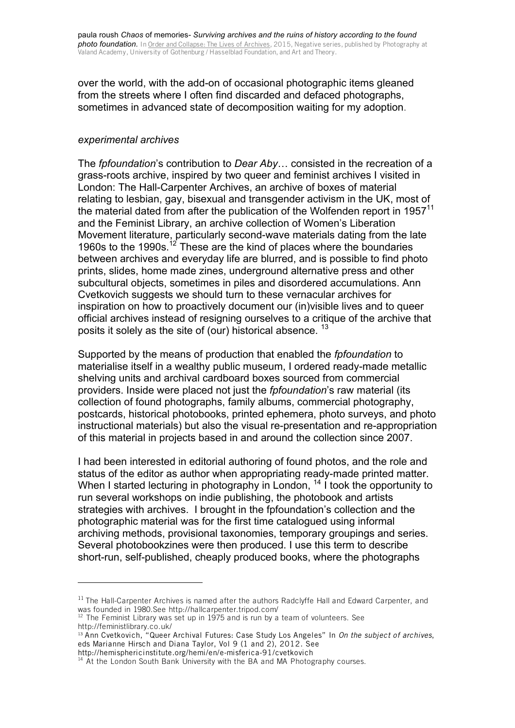over the world, with the add-on of occasional photographic items gleaned from the streets where I often find discarded and defaced photographs, sometimes in advanced state of decomposition waiting for my adoption.

### *experimental archives*

The *fpfoundation*'s contribution to *Dear Aby*… consisted in the recreation of a grass-roots archive, inspired by two queer and feminist archives I visited in London: The Hall-Carpenter Archives, an archive of boxes of material relating to lesbian, gay, bisexual and transgender activism in the UK, most of the material dated from after the publication of the Wolfenden report in 1957[11] and the Feminist Library, an archive collection of Women's Liberation Movement literature, particularly second-wave materials dating from the late 1960s to the 1990s.[12] These are the kind of places where the boundaries between archives and everyday life are blurred, and is possible to find photo prints, slides, home made zines, underground alternative press and other subcultural objects, sometimes in piles and disordered accumulations. Ann Cvetkovich suggests we should turn to these vernacular archives for inspiration on how to proactively document our (in)visible lives and to queer official archives instead of resigning ourselves to a critique of the archive that posits it solely as the site of (our) historical absence. [13]

Supported by the means of production that enabled the *fpfoundation* to materialise itself in a wealthy public museum, I ordered ready-made metallic shelving units and archival cardboard boxes sourced from commercial providers. Inside were placed not just the *fpfoundation*'s raw material (its collection of found photographs, family albums, commercial photography, postcards, historical photobooks, printed ephemera, photo surveys, and photo instructional materials) but also the visual re-presentation and re-appropriation of this material in projects based in and around the collection since 2007.

I had been interested in editorial authoring of found photos, and the role and status of the editor as author when appropriating ready-made printed matter. When I started lecturing in photography in London, [14] I took the opportunity to run several workshops on indie publishing, the photobook and artists strategies with archives. I brought in the fpfoundation's collection and the photographic material was for the first time catalogued using informal archiving methods, provisional taxonomies, temporary groupings and series. Several photobookzines were then produced. I use this term to describe short-run, self-published, cheaply produced books, where the photographs

---

[11] The Hall-Carpenter Archives is named after the authors Radclyffe Hall and Edward Carpenter, and was founded in 1980.See http://hallcarpenter.tripod.com/

[12] The Feminist Library was set up in 1975 and is run by a team of volunteers. See http://feministlibrary.co.uk/

[13] Ann Cvetkovich, "Queer Archival Futures: Case Study Los Angeles" In *On the subject of archives*, eds Marianne Hirsch and Diana Taylor, Vol 9 (1 and 2), 2012. See http://hemisphericinstitute.org/hemi/en/e-misferica-91/cvetkovich

[14] At the London South Bank University with the BA and MA Photography courses.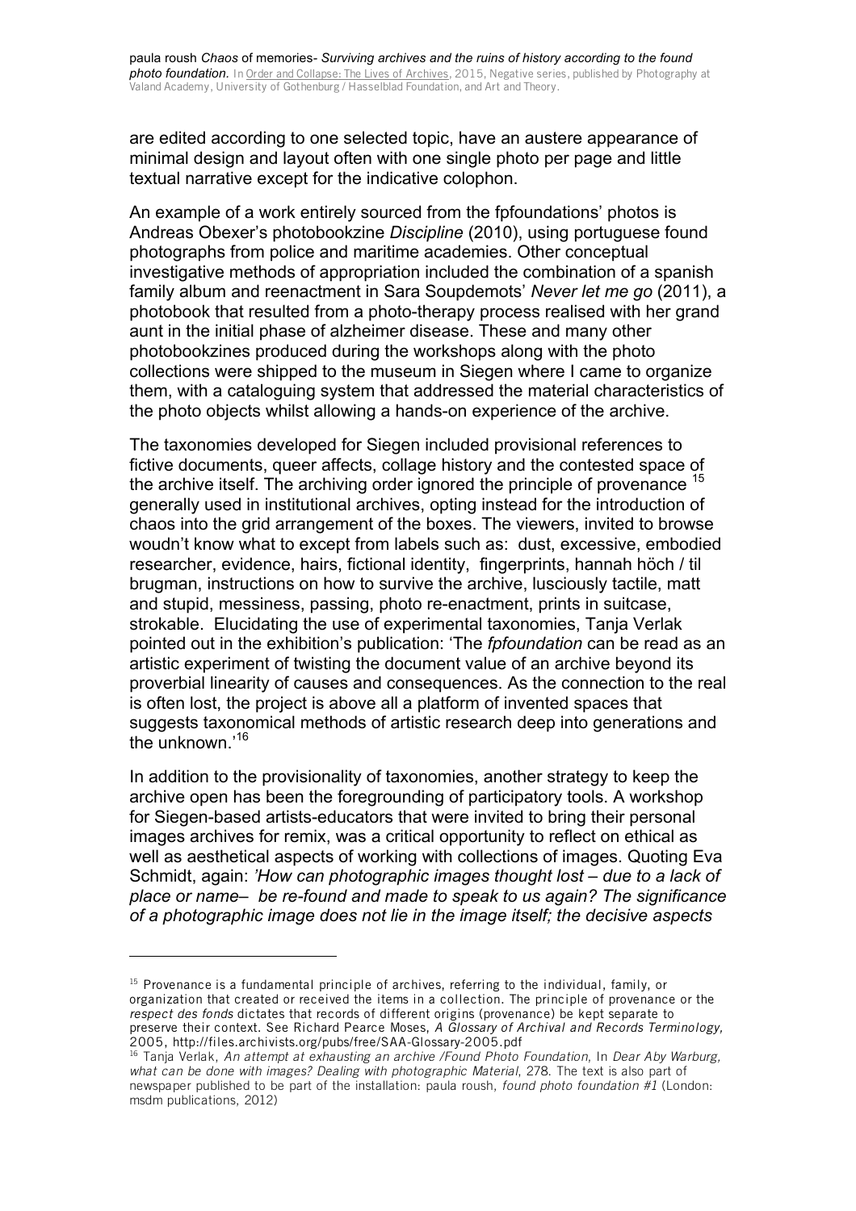are edited according to one selected topic, have an austere appearance of minimal design and layout often with one single photo per page and little textual narrative except for the indicative colophon.

An example of a work entirely sourced from the fpfoundations' photos is Andreas Obexer's photobookzine *Discipline* (2010), using portuguese found photographs from police and maritime academies. Other conceptual investigative methods of appropriation included the combination of a spanish family album and reenactment in Sara Soupdemots' *Never let me go* (2011), a photobook that resulted from a photo-therapy process realised with her grand aunt in the initial phase of alzheimer disease. These and many other photobookzines produced during the workshops along with the photo collections were shipped to the museum in Siegen where I came to organize them, with a cataloguing system that addressed the material characteristics of the photo objects whilst allowing a hands-on experience of the archive.

The taxonomies developed for Siegen included provisional references to fictive documents, queer affects, collage history and the contested space of the archive itself. The archiving order ignored the principle of provenance [15] generally used in institutional archives, opting instead for the introduction of chaos into the grid arrangement of the boxes. The viewers, invited to browse woudn't know what to except from labels such as: dust, excessive, embodied researcher, evidence, hairs, fictional identity, fingerprints, hannah höch / til brugman, instructions on how to survive the archive, lusciously tactile, matt and stupid, messiness, passing, photo re-enactment, prints in suitcase, strokable. Elucidating the use of experimental taxonomies, Tanja Verlak pointed out in the exhibition's publication: 'The *fpfoundation* can be read as an artistic experiment of twisting the document value of an archive beyond its proverbial linearity of causes and consequences. As the connection to the real is often lost, the project is above all a platform of invented spaces that suggests taxonomical methods of artistic research deep into generations and the unknown.'[16]

In addition to the provisionality of taxonomies, another strategy to keep the archive open has been the foregrounding of participatory tools. A workshop for Siegen-based artists-educators that were invited to bring their personal images archives for remix, was a critical opportunity to reflect on ethical as well as aesthetical aspects of working with collections of images. Quoting Eva Schmidt, again: *'How can photographic images thought lost – due to a lack of place or name– be re-found and made to speak to us again? The significance of a photographic image does not lie in the image itself; the decisive aspects*

---

[15] Provenance is a fundamental principle of archives, referring to the individual, family, or organization that created or received the items in a collection. The principle of provenance or the *respect des fonds* dictates that records of different origins (provenance) be kept separate to preserve their context. See Richard Pearce Moses, *A Glossary of Archival and Records Terminology,* 2005, http://files.archivists.org/pubs/free/SAA-Glossary-2005.pdf

[16] Tanja Verlak, *An attempt at exhausting an archive /Found Photo Foundation*, In *Dear Aby Warburg, what can be done with images? Dealing with photographic Material*, 278. The text is also part of newspaper published to be part of the installation: paula roush, *found photo foundation #1* (London: msdm publications, 2012)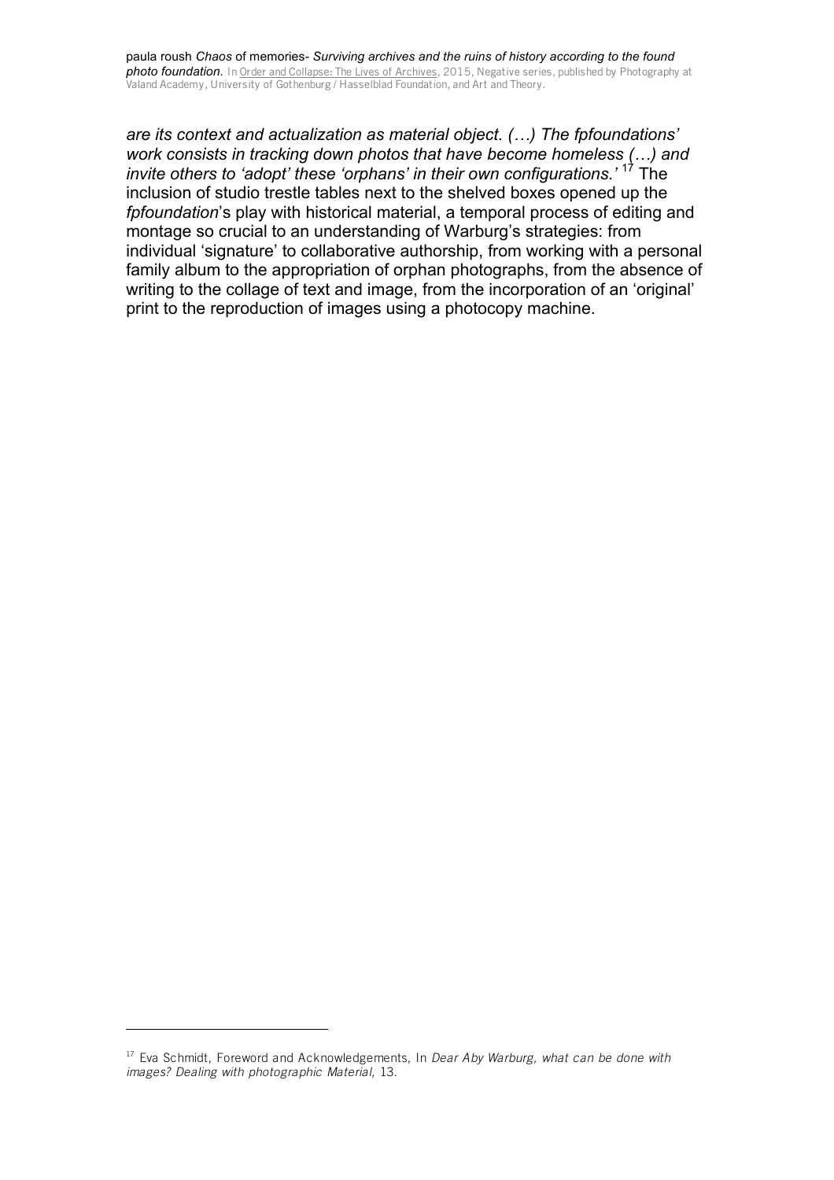*are its context and actualization as material object. (…) The fpfoundations' work consists in tracking down photos that have become homeless (…) and invite others to 'adopt' these 'orphans' in their own configurations.'* [17] The inclusion of studio trestle tables next to the shelved boxes opened up the *fpfoundation*'s play with historical material, a temporal process of editing and montage so crucial to an understanding of Warburg's strategies: from individual 'signature' to collaborative authorship, from working with a personal family album to the appropriation of orphan photographs, from the absence of writing to the collage of text and image, from the incorporation of an 'original' print to the reproduction of images using a photocopy machine.

---

[17] Eva Schmidt, Foreword and Acknowledgements, In *Dear Aby Warburg, what can be done with images? Dealing with photographic Material*, 13.